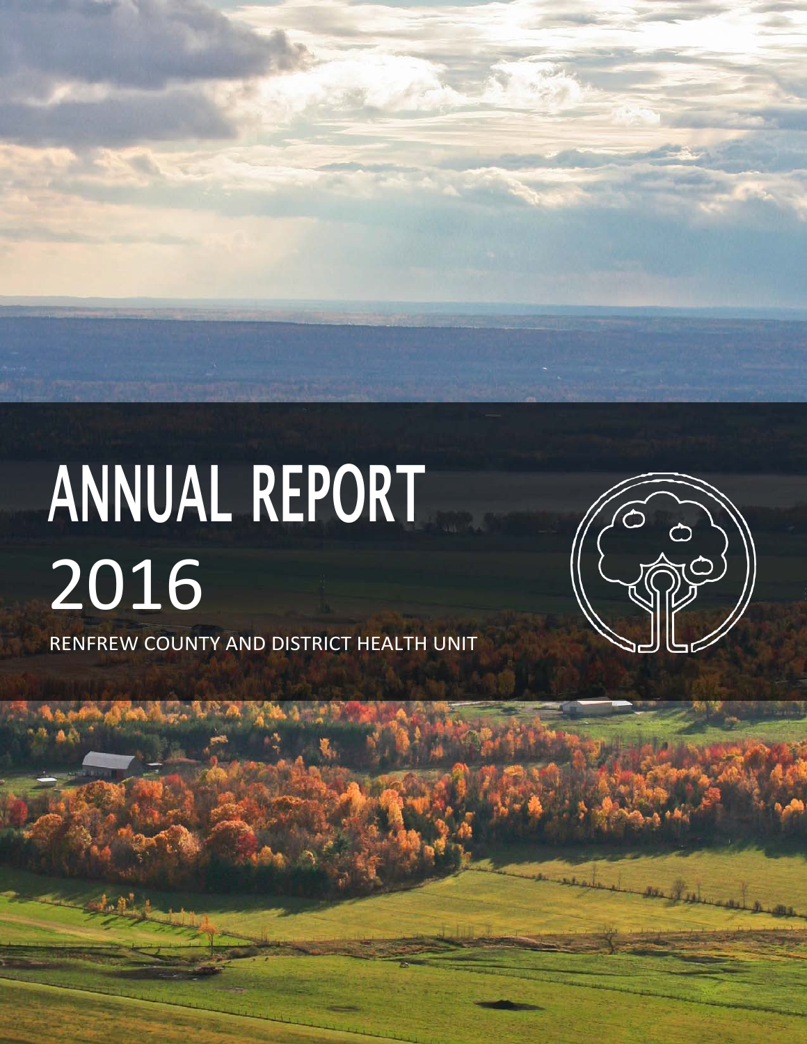# ANNUAL REPORT

# 2016

RENFREW COUNTY AND DISTRICT HEALTH UNIT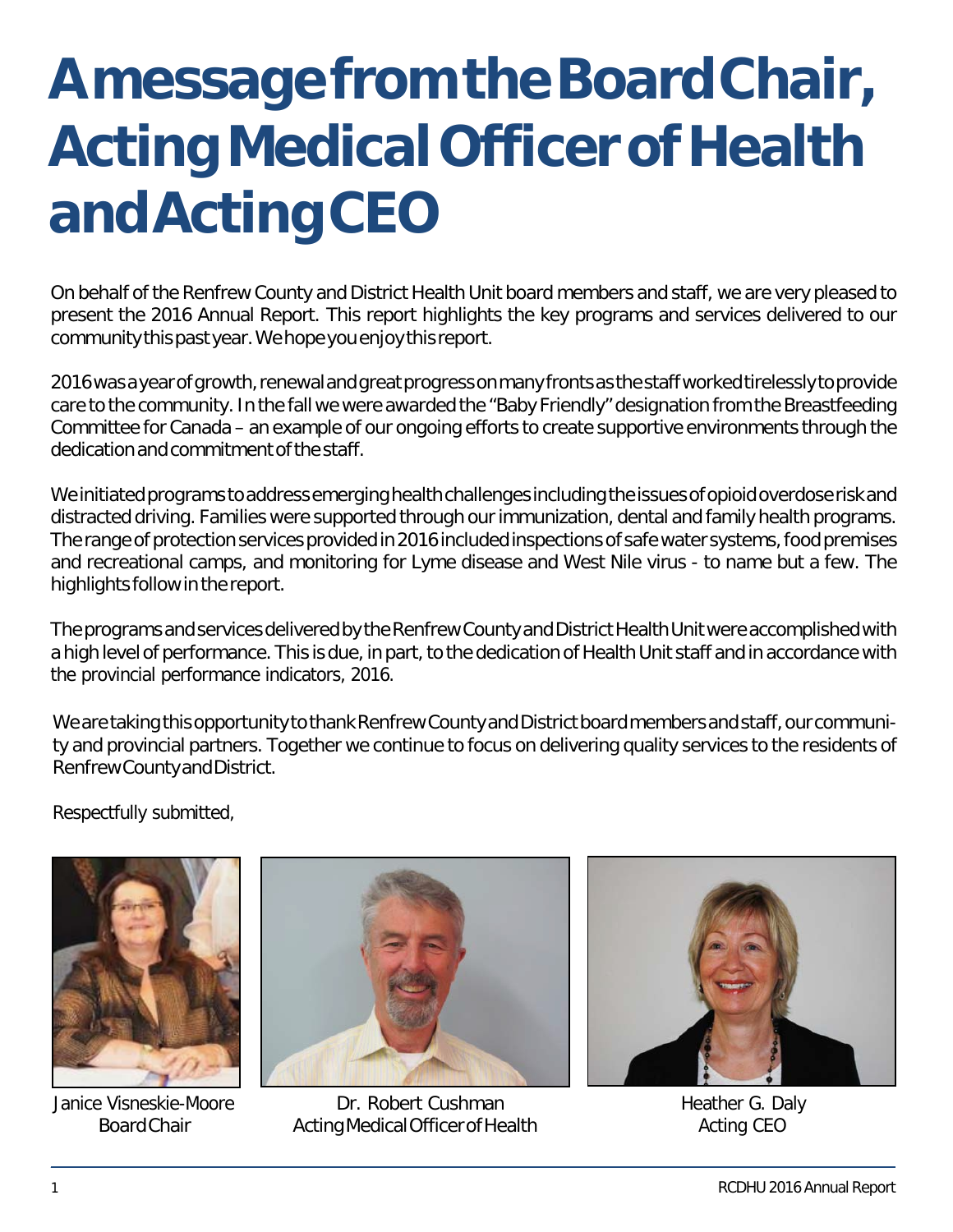# A message from the Board Chair, Acting Medical Officer of Health and Acting CEO

On behalf of the Renfrew County and District Health Unit board members and staff, we are very pleased to present the 2016 Annual Report. This report highlights the key programs and services delivered to our community this past year. We hope you enjoy this report.

2016 was a year of growth, renewal and great progress on many fronts as the staff worked tirelessly to provide care to the community. In the fall we were awarded the "Baby Friendly" designation from the Breastfeeding Committee for Canada – an example of our ongoing efforts to create supportive environments through the dedication and commitment of the staff.

We initiated programs to address emerging health challenges including the issues of opioid overdose risk and distracted driving. Families were supported through our immunization, dental and family health programs. The range of protection services provided in 2016 included inspections of safe water systems, food premises and recreational camps, and monitoring for Lyme disease and West Nile virus - to name but a few. The highlights follow in the report.

The programs and services delivered by the Renfrew County and District Health Unit were accomplished with a high level of performance. This is due, in part, to the dedication of Health Unit staff and in accordance with the provincial performance indicators, 2016.

We are taking this opportunity to thank Renfrew County and District board members and staff, our community and provincial partners. Together we continue to focus on delivering quality services to the residents of Renfrew County and District.

Respectfully submitted,

Janice Visneskie-Moore
Board Chair

Dr. Robert Cushman
Acting Medical Officer of Health

Heather G. Daly
Acting CEO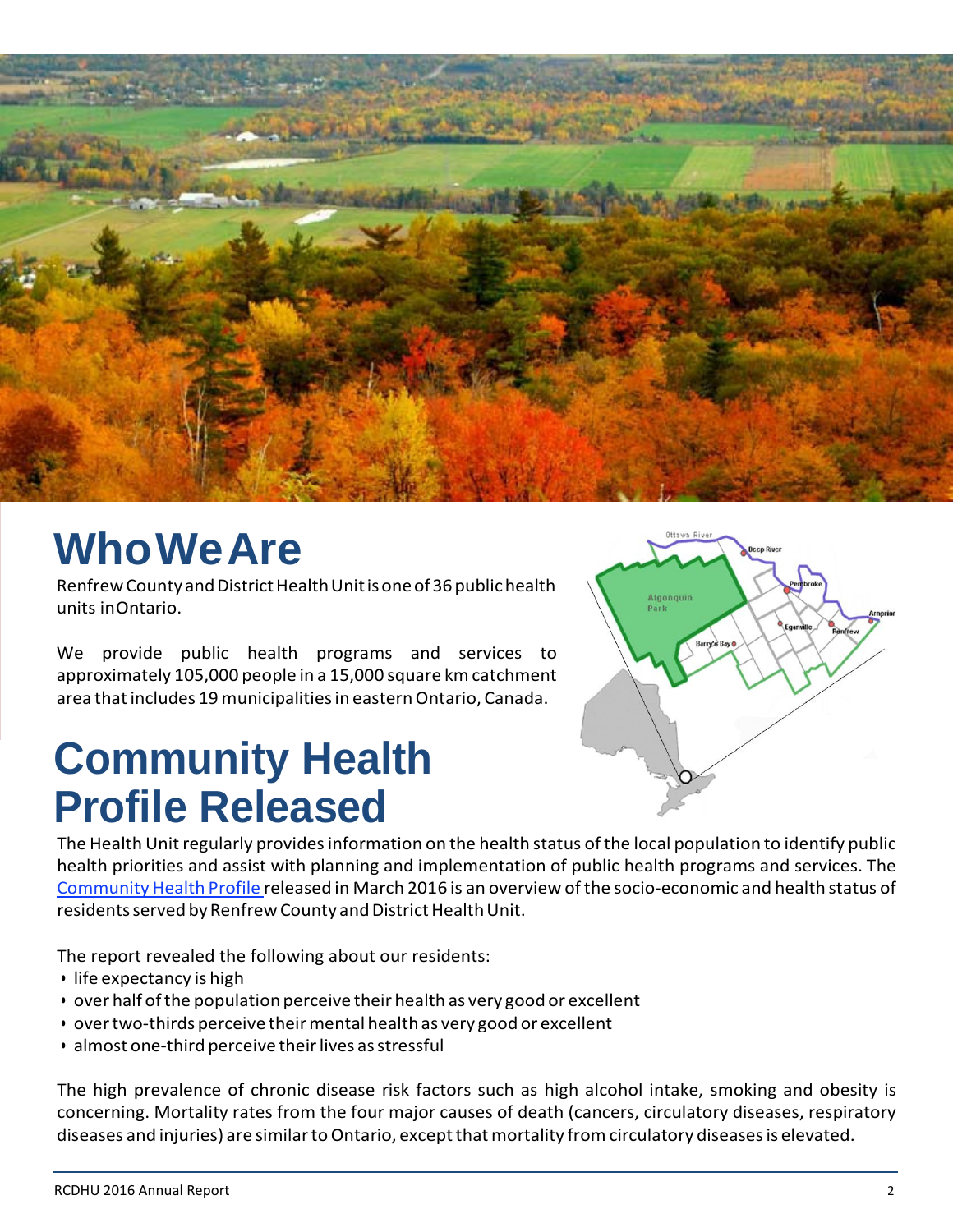# Who We Are

Renfrew County and District Health Unit is one of 36 public health units in Ontario.

We provide public health programs and services to approximately 105,000 people in a 15,000 square km catchment area that includes 19 municipalities in eastern Ontario, Canada.

# Community Health Profile Released

The Health Unit regularly provides information on the health status of the local population to identify public health priorities and assist with planning and implementation of public health programs and services. The Community Health Profile released in March 2016 is an overview of the socio-economic and health status of residents served by Renfrew County and District Health Unit.

The report revealed the following about our residents:

- life expectancy is high
- over half of the population perceive their health as very good or excellent
- over two-thirds perceive their mental health as very good or excellent
- almost one-third perceive their lives as stressful

The high prevalence of chronic disease risk factors such as high alcohol intake, smoking and obesity is concerning. Mortality rates from the four major causes of death (cancers, circulatory diseases, respiratory diseases and injuries) are similar to Ontario, except that mortality from circulatory diseases is elevated.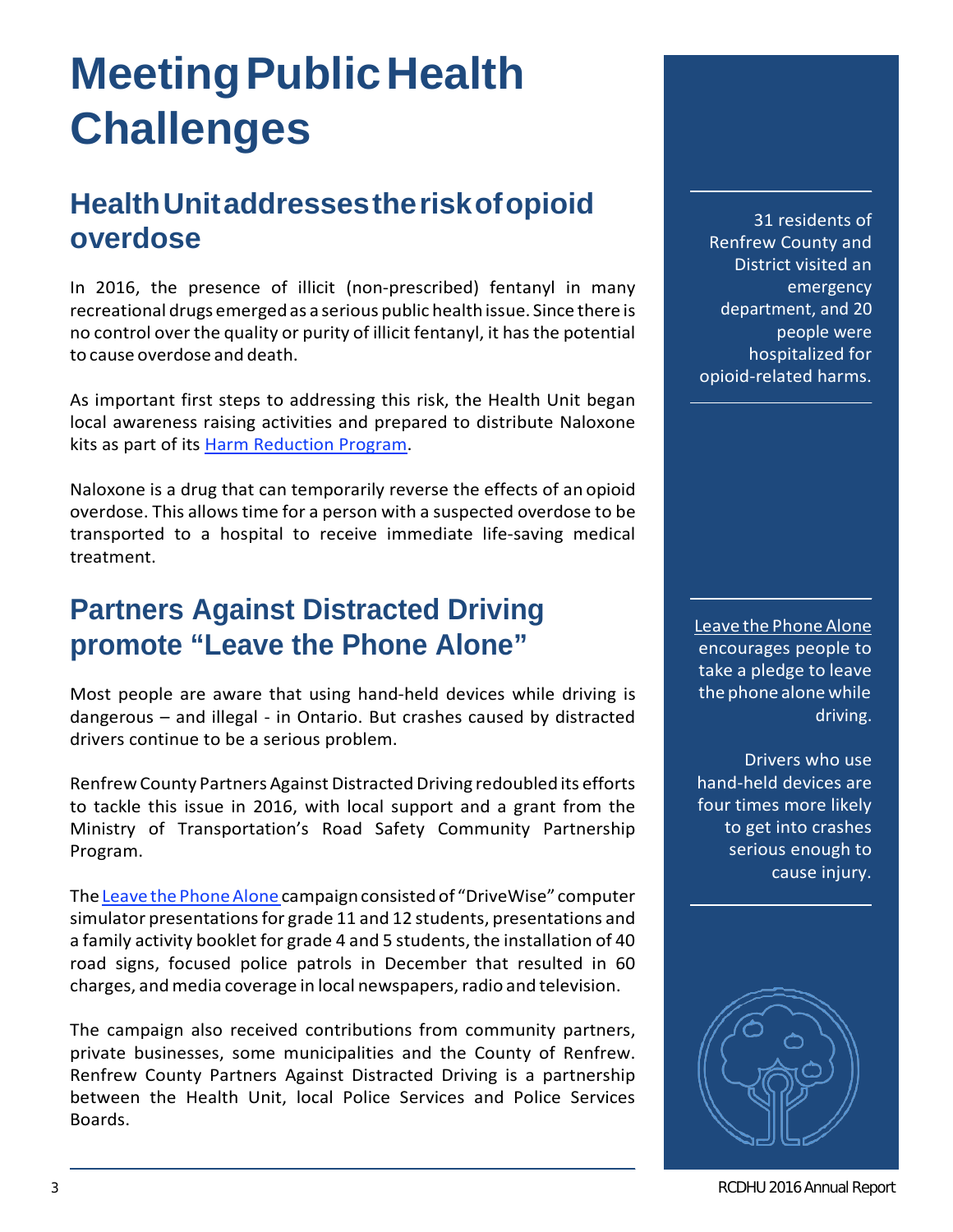# Meeting Public Health Challenges

## Health Unit addresses the risk of opioid overdose

In 2016, the presence of illicit (non-prescribed) fentanyl in many recreational drugs emerged as a serious public health issue. Since there is no control over the quality or purity of illicit fentanyl, it has the potential to cause overdose and death.

As important first steps to addressing this risk, the Health Unit began local awareness raising activities and prepared to distribute Naloxone kits as part of its Harm Reduction Program.

Naloxone is a drug that can temporarily reverse the effects of an opioid overdose. This allows time for a person with a suspected overdose to be transported to a hospital to receive immediate life-saving medical treatment.

31 residents of Renfrew County and District visited an emergency department, and 20 people were hospitalized for opioid-related harms.

## Partners Against Distracted Driving promote "Leave the Phone Alone"

Most people are aware that using hand-held devices while driving is dangerous – and illegal - in Ontario. But crashes caused by distracted drivers continue to be a serious problem.

Renfrew County Partners Against Distracted Driving redoubled its efforts to tackle this issue in 2016, with local support and a grant from the Ministry of Transportation's Road Safety Community Partnership Program.

The Leave the Phone Alone campaign consisted of "DriveWise" computer simulator presentations for grade 11 and 12 students, presentations and a family activity booklet for grade 4 and 5 students, the installation of 40 road signs, focused police patrols in December that resulted in 60 charges, and media coverage in local newspapers, radio and television.

The campaign also received contributions from community partners, private businesses, some municipalities and the County of Renfrew. Renfrew County Partners Against Distracted Driving is a partnership between the Health Unit, local Police Services and Police Services Boards.

Leave the Phone Alone encourages people to take a pledge to leave the phone alone while driving.

Drivers who use hand-held devices are four times more likely to get into crashes serious enough to cause injury.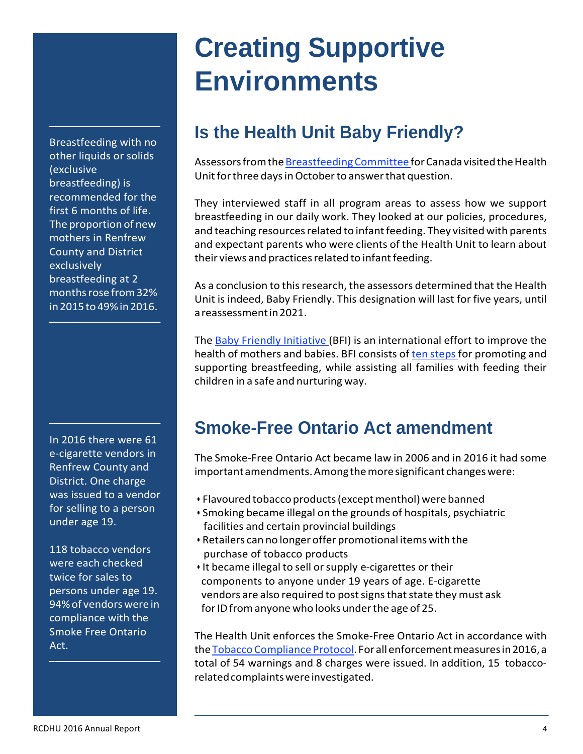# Creating Supportive Environments

## Is the Health Unit Baby Friendly?

Assessors from the Breastfeeding Committee for Canada visited the Health Unit for three days in October to answer that question.

They interviewed staff in all program areas to assess how we support breastfeeding in our daily work. They looked at our policies, procedures, and teaching resources related to infant feeding. They visited with parents and expectant parents who were clients of the Health Unit to learn about their views and practices related to infant feeding.

As a conclusion to this research, the assessors determined that the Health Unit is indeed, Baby Friendly. This designation will last for five years, until a reassessment in 2021.

The Baby Friendly Initiative (BFI) is an international effort to improve the health of mothers and babies. BFI consists of ten steps for promoting and supporting breastfeeding, while assisting all families with feeding their children in a safe and nurturing way.

Breastfeeding with no other liquids or solids (exclusive breastfeeding) is recommended for the first 6 months of life. The proportion of new mothers in Renfrew County and District exclusively breastfeeding at 2 months rose from 32% in 2015 to 49% in 2016.

## Smoke-Free Ontario Act amendment

The Smoke-Free Ontario Act became law in 2006 and in 2016 it had some important amendments. Among the more significant changes were:

- Flavoured tobacco products (except menthol) were banned
- Smoking became illegal on the grounds of hospitals, psychiatric facilities and certain provincial buildings
- Retailers can no longer offer promotional items with the purchase of tobacco products
- It became illegal to sell or supply e-cigarettes or their components to anyone under 19 years of age. E-cigarette vendors are also required to post signs that state they must ask for ID from anyone who looks under the age of 25.

The Health Unit enforces the Smoke-Free Ontario Act in accordance with the Tobacco Compliance Protocol. For all enforcement measures in 2016, a total of 54 warnings and 8 charges were issued. In addition, 15 tobacco-related complaints were investigated.

In 2016 there were 61 e-cigarette vendors in Renfrew County and District. One charge was issued to a vendor for selling to a person under age 19.

118 tobacco vendors were each checked twice for sales to persons under age 19. 94% of vendors were in compliance with the Smoke Free Ontario Act.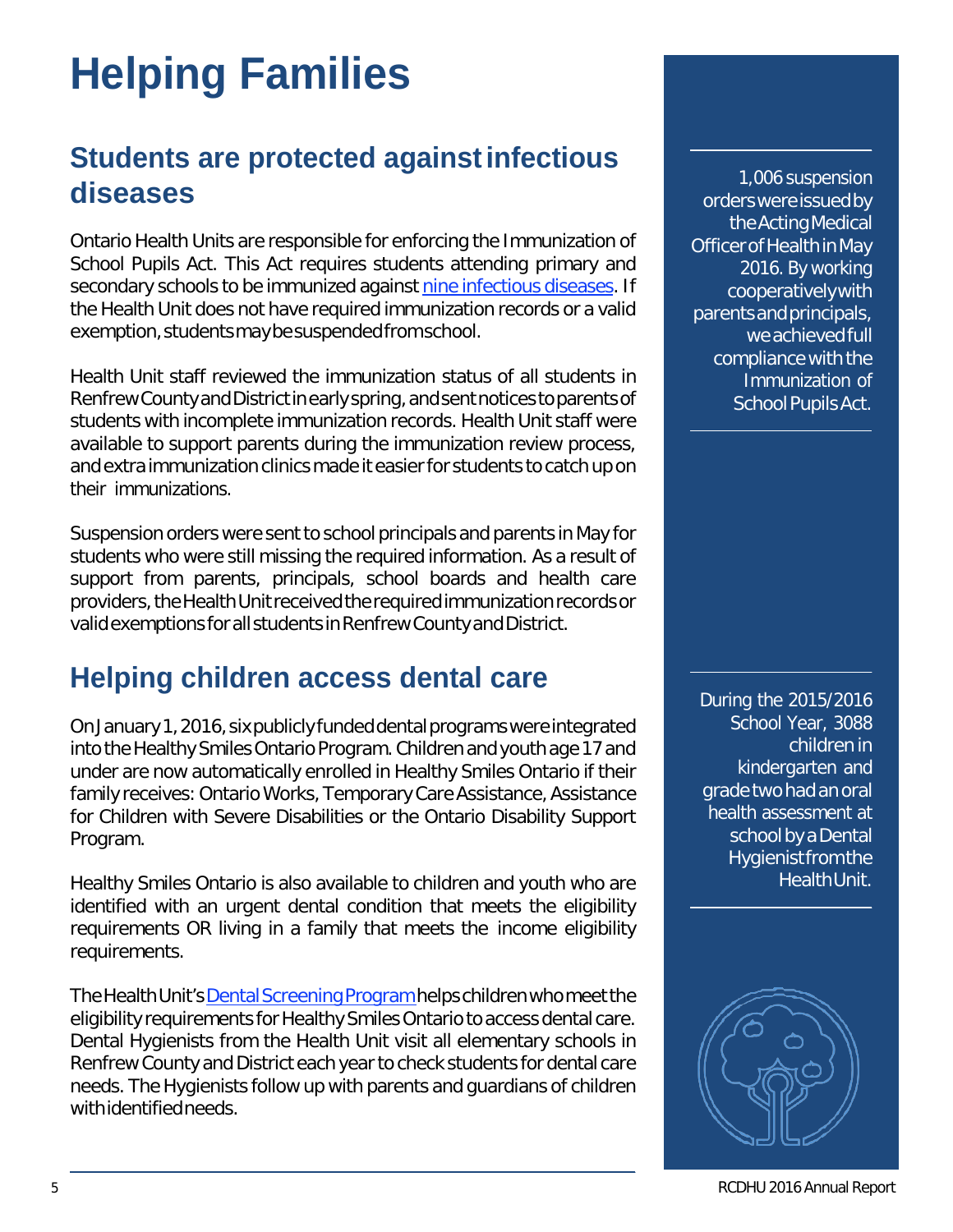# Helping Families

## Students are protected against infectious diseases

Ontario Health Units are responsible for enforcing the Immunization of School Pupils Act. This Act requires students attending primary and secondary schools to be immunized against nine infectious diseases. If the Health Unit does not have required immunization records or a valid exemption, students may be suspended from school.

Health Unit staff reviewed the immunization status of all students in Renfrew County and District in early spring, and sent notices to parents of students with incomplete immunization records. Health Unit staff were available to support parents during the immunization review process, and extra immunization clinics made it easier for students to catch up on their immunizations.

Suspension orders were sent to school principals and parents in May for students who were still missing the required information. As a result of support from parents, principals, school boards and health care providers, the Health Unit received the required immunization records or valid exemptions for all students in Renfrew County and District.

1,006 suspension orders were issued by the Acting Medical Officer of Health in May 2016. By working cooperatively with parents and principals, we achieved full compliance with the Immunization of School Pupils Act.

## Helping children access dental care

On January 1, 2016, six publicly funded dental programs were integrated into the Healthy Smiles Ontario Program. Children and youth age 17 and under are now automatically enrolled in Healthy Smiles Ontario if their family receives: Ontario Works, Temporary Care Assistance, Assistance for Children with Severe Disabilities or the Ontario Disability Support Program.

Healthy Smiles Ontario is also available to children and youth who are identified with an urgent dental condition that meets the eligibility requirements OR living in a family that meets the income eligibility requirements.

The Health Unit's Dental Screening Program helps children who meet the eligibility requirements for Healthy Smiles Ontario to access dental care. Dental Hygienists from the Health Unit visit all elementary schools in Renfrew County and District each year to check students for dental care needs. The Hygienists follow up with parents and guardians of children with identified needs.

During the 2015/2016 School Year, 3088 children in kindergarten and grade two had an oral health assessment at school by a Dental Hygienist from the Health Unit.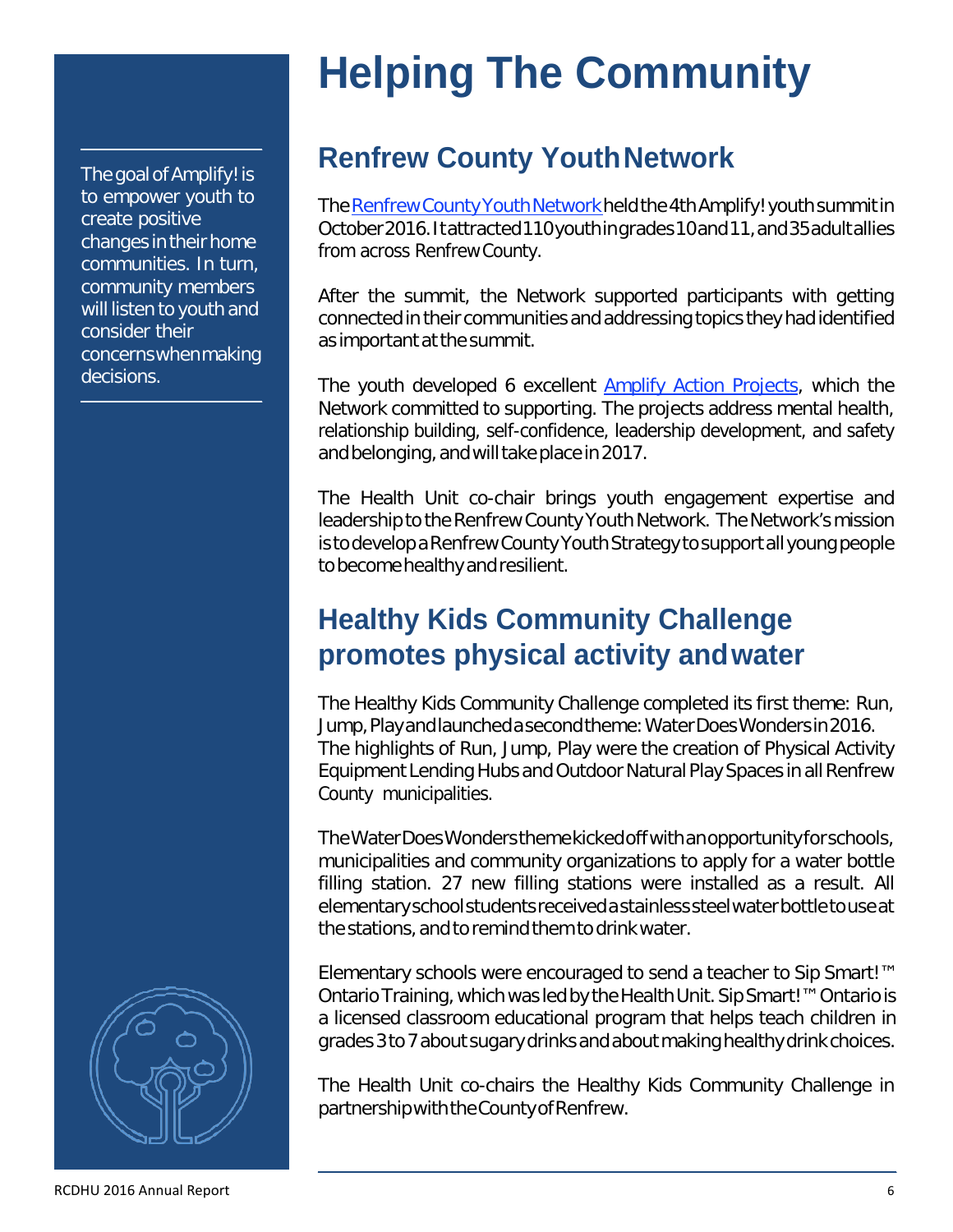# Helping The Community

The goal of Amplify! is to empower youth to create positive changes in their home communities. In turn, community members will listen to youth and consider their concerns when making decisions.

## Renfrew County Youth Network

The Renfrew County Youth Network held the 4th Amplify! youth summit in October 2016. It attracted 110 youth in grades 10 and 11, and 35 adult allies from across Renfrew County.

After the summit, the Network supported participants with getting connected in their communities and addressing topics they had identified as important at the summit.

The youth developed 6 excellent Amplify Action Projects, which the Network committed to supporting. The projects address mental health, relationship building, self-confidence, leadership development, and safety and belonging, and will take place in 2017.

The Health Unit co-chair brings youth engagement expertise and leadership to the Renfrew County Youth Network. The Network's mission is to develop a Renfrew County Youth Strategy to support all young people to become healthy and resilient.

## Healthy Kids Community Challenge promotes physical activity and water

The Healthy Kids Community Challenge completed its first theme: Run, Jump, Play and launched a second theme: Water Does Wonders in 2016. The highlights of Run, Jump, Play were the creation of Physical Activity Equipment Lending Hubs and Outdoor Natural Play Spaces in all Renfrew County municipalities.

The Water Does Wonders theme kicked off with an opportunity for schools, municipalities and community organizations to apply for a water bottle filling station. 27 new filling stations were installed as a result. All elementary school students received a stainless steel water bottle to use at the stations, and to remind them to drink water.

Elementary schools were encouraged to send a teacher to Sip Smart!™ Ontario Training, which was led by the Health Unit. Sip Smart!™ Ontario is a licensed classroom educational program that helps teach children in grades 3 to 7 about sugary drinks and about making healthy drink choices.

The Health Unit co-chairs the Healthy Kids Community Challenge in partnership with the County of Renfrew.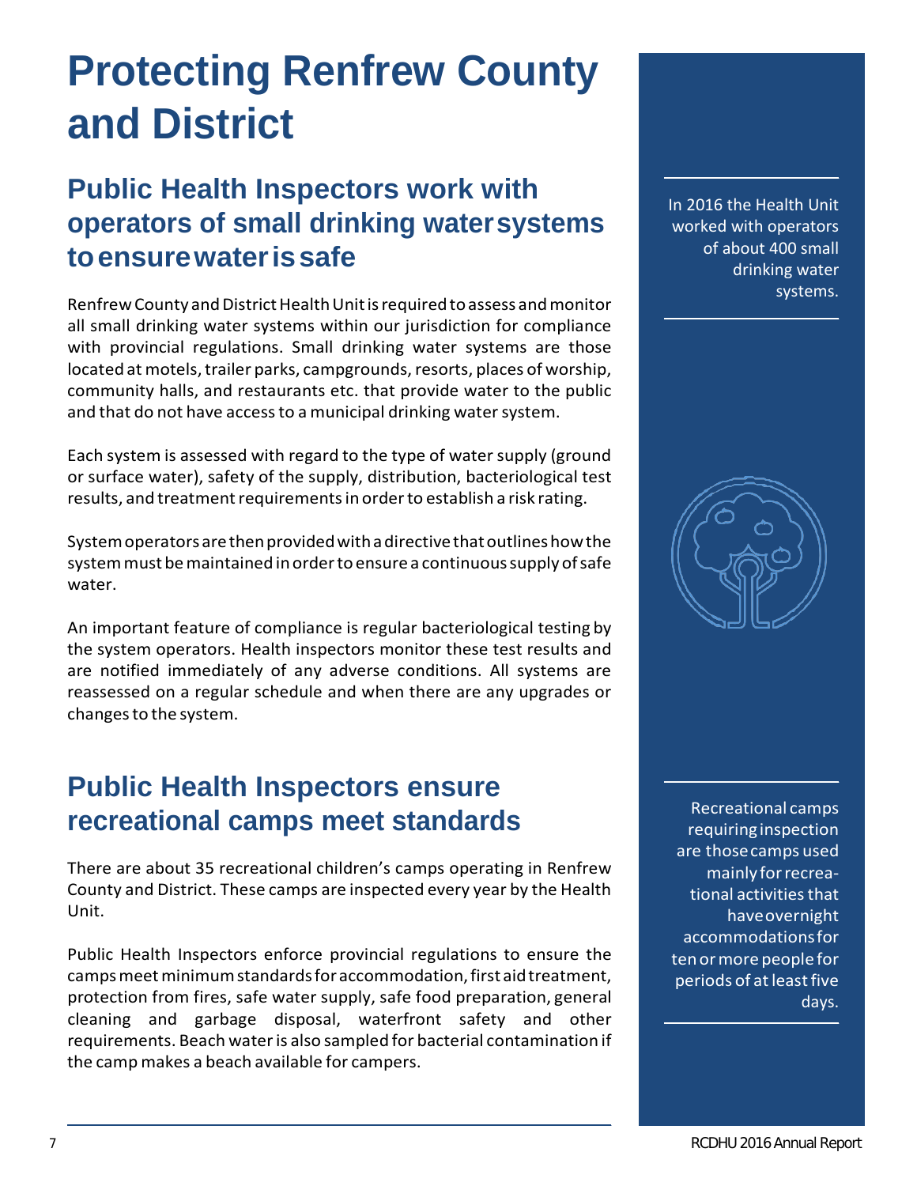# Protecting Renfrew County and District

## Public Health Inspectors work with operators of small drinking water systems to ensure water is safe

Renfrew County and District Health Unit is required to assess and monitor all small drinking water systems within our jurisdiction for compliance with provincial regulations. Small drinking water systems are those located at motels, trailer parks, campgrounds, resorts, places of worship, community halls, and restaurants etc. that provide water to the public and that do not have access to a municipal drinking water system.

Each system is assessed with regard to the type of water supply (ground or surface water), safety of the supply, distribution, bacteriological test results, and treatment requirements in order to establish a risk rating.

System operators are then provided with a directive that outlines how the system must be maintained in order to ensure a continuous supply of safe water.

An important feature of compliance is regular bacteriological testing by the system operators. Health inspectors monitor these test results and are notified immediately of any adverse conditions. All systems are reassessed on a regular schedule and when there are any upgrades or changes to the system.

In 2016 the Health Unit worked with operators of about 400 small drinking water systems.

## Public Health Inspectors ensure recreational camps meet standards

There are about 35 recreational children's camps operating in Renfrew County and District. These camps are inspected every year by the Health Unit.

Public Health Inspectors enforce provincial regulations to ensure the camps meet minimum standards for accommodation, first aid treatment, protection from fires, safe water supply, safe food preparation, general cleaning and garbage disposal, waterfront safety and other requirements. Beach water is also sampled for bacterial contamination if the camp makes a beach available for campers.

Recreational camps requiring inspection are those camps used mainly for recreational activities that have overnight accommodations for ten or more people for periods of at least five days.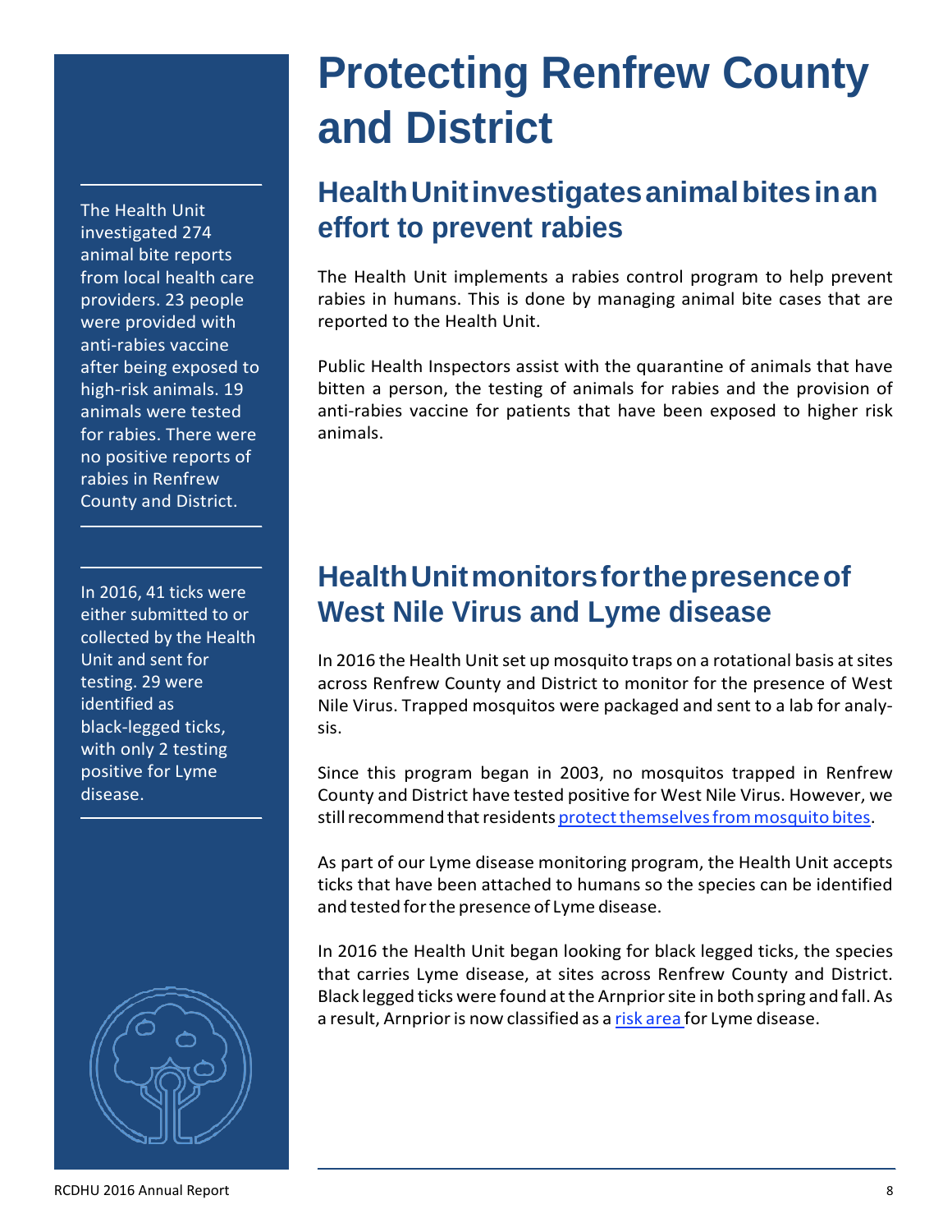# Protecting Renfrew County and District

## Health Unit investigates animal bites in an effort to prevent rabies

The Health Unit implements a rabies control program to help prevent rabies in humans. This is done by managing animal bite cases that are reported to the Health Unit.

Public Health Inspectors assist with the quarantine of animals that have bitten a person, the testing of animals for rabies and the provision of anti-rabies vaccine for patients that have been exposed to higher risk animals.

The Health Unit investigated 274 animal bite reports from local health care providers. 23 people were provided with anti-rabies vaccine after being exposed to high-risk animals. 19 animals were tested for rabies. There were no positive reports of rabies in Renfrew County and District.

## Health Unit monitors for the presence of West Nile Virus and Lyme disease

In 2016 the Health Unit set up mosquito traps on a rotational basis at sites across Renfrew County and District to monitor for the presence of West Nile Virus. Trapped mosquitos were packaged and sent to a lab for analysis.

Since this program began in 2003, no mosquitos trapped in Renfrew County and District have tested positive for West Nile Virus. However, we still recommend that residents protect themselves from mosquito bites.

As part of our Lyme disease monitoring program, the Health Unit accepts ticks that have been attached to humans so the species can be identified and tested for the presence of Lyme disease.

In 2016 the Health Unit began looking for black legged ticks, the species that carries Lyme disease, at sites across Renfrew County and District. Black legged ticks were found at the Arnprior site in both spring and fall. As a result, Arnprior is now classified as a risk area for Lyme disease.

In 2016, 41 ticks were either submitted to or collected by the Health Unit and sent for testing. 29 were identified as black-legged ticks, with only 2 testing positive for Lyme disease.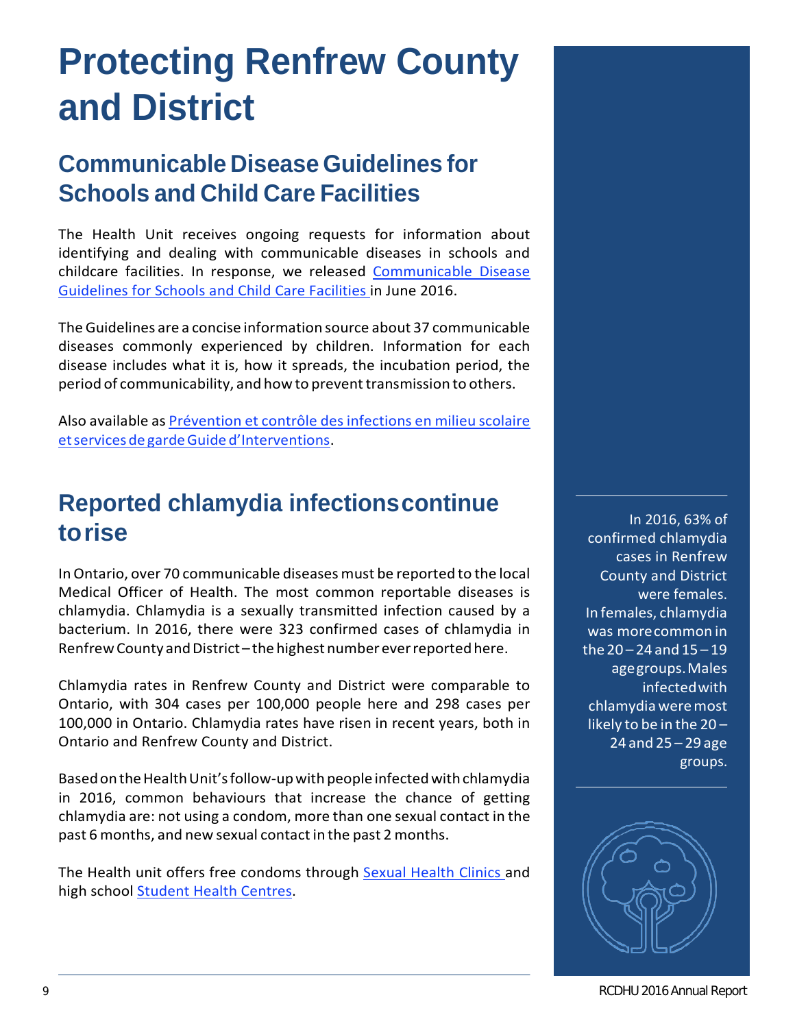# Protecting Renfrew County and District

## Communicable Disease Guidelines for Schools and Child Care Facilities

The Health Unit receives ongoing requests for information about identifying and dealing with communicable diseases in schools and childcare facilities. In response, we released [Communicable Disease Guidelines for Schools and Child Care Facilities]() in June 2016.

The Guidelines are a concise information source about 37 communicable diseases commonly experienced by children. Information for each disease includes what it is, how it spreads, the incubation period, the period of communicability, and how to prevent transmission to others.

Also available as [Prévention et contrôle des infections en milieu scolaire et services de garde Guide d'Interventions]().

## Reported chlamydia infections continue to rise

In Ontario, over 70 communicable diseases must be reported to the local Medical Officer of Health. The most common reportable diseases is chlamydia. Chlamydia is a sexually transmitted infection caused by a bacterium. In 2016, there were 323 confirmed cases of chlamydia in Renfrew County and District – the highest number ever reported here.

Chlamydia rates in Renfrew County and District were comparable to Ontario, with 304 cases per 100,000 people here and 298 cases per 100,000 in Ontario. Chlamydia rates have risen in recent years, both in Ontario and Renfrew County and District.

Based on the Health Unit's follow-up with people infected with chlamydia in 2016, common behaviours that increase the chance of getting chlamydia are: not using a condom, more than one sexual contact in the past 6 months, and new sexual contact in the past 2 months.

The Health unit offers free condoms through [Sexual Health Clinics]() and high school [Student Health Centres]().

In 2016, 63% of confirmed chlamydia cases in Renfrew County and District were females. In females, chlamydia was more common in the 20 – 24 and 15 – 19 age groups. Males infected with chlamydia were most likely to be in the 20 – 24 and 25 – 29 age groups.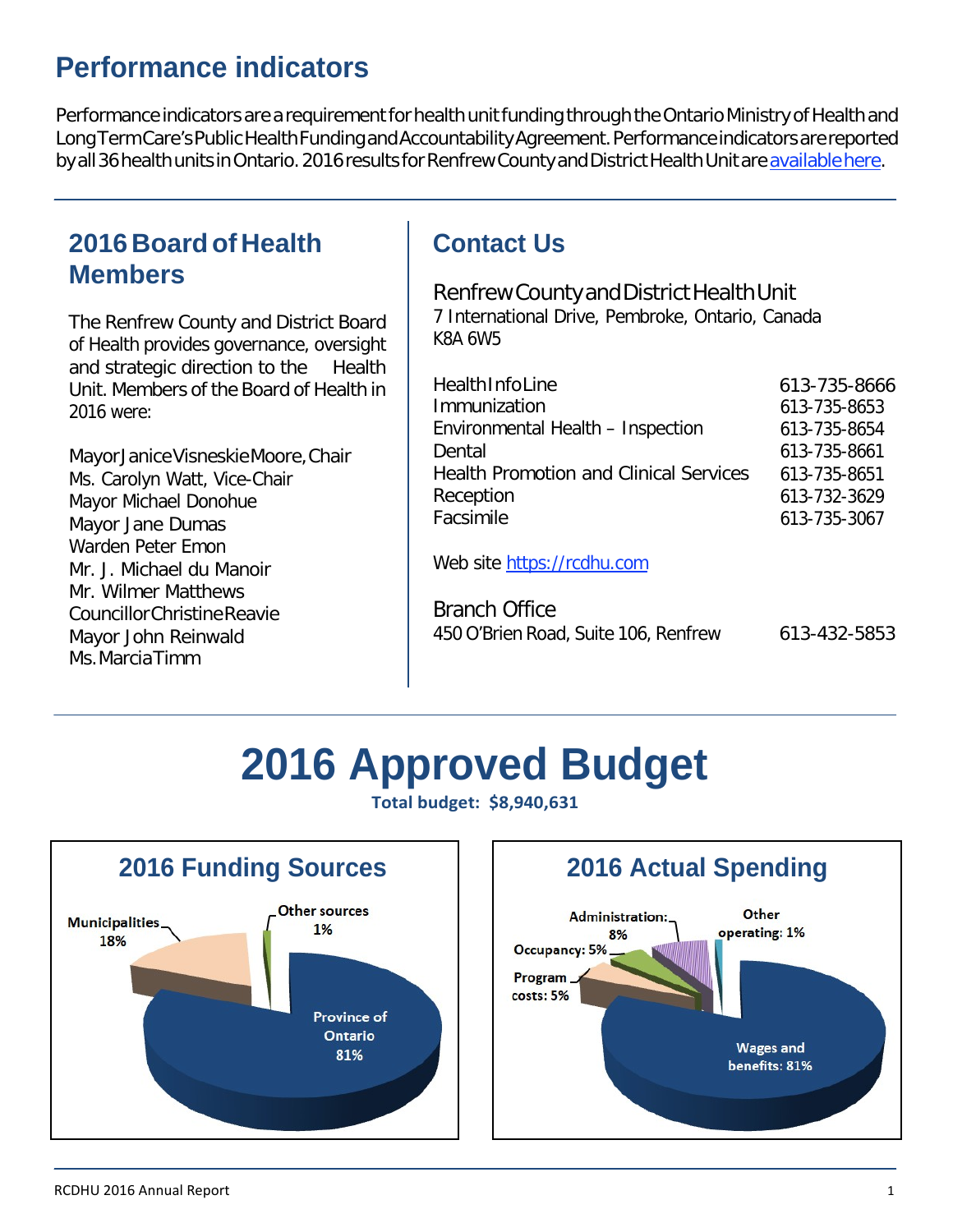# Performance indicators

Performance indicators are a requirement for health unit funding through the Ontario Ministry of Health and Long Term Care's Public Health Funding and Accountability Agreement. Performance indicators are reported by all 36 health units in Ontario. 2016 results for Renfrew County and District Health Unit are available here.

## 2016 Board of Health Members

The Renfrew County and District Board of Health provides governance, oversight and strategic direction to the Health Unit. Members of the Board of Health in 2016 were:

Mayor Janice Visneskie Moore, Chair
Ms. Carolyn Watt, Vice-Chair
Mayor Michael Donohue
Mayor Jane Dumas
Warden Peter Emon
Mr. J. Michael du Manoir
Mr. Wilmer Matthews
Councillor Christine Reavie
Mayor John Reinwald
Ms. Marcia Timm

## Contact Us

Renfrew County and District Health Unit
7 International Drive, Pembroke, Ontario, Canada
K8A 6W5

| | |
|---|---|
| Health InfoLine | 613-735-8666 |
| Immunization | 613-735-8653 |
| Environmental Health – Inspection | 613-735-8654 |
| Dental | 613-735-8661 |
| Health Promotion and Clinical Services | 613-735-8651 |
| Reception | 613-732-3629 |
| Facsimile | 613-735-3067 |

Web site https://rcdhu.com

Branch Office
450 O'Brien Road, Suite 106, Renfrew 613-432-5853

# 2016 Approved Budget

**Total budget: $8,940,631**

### 2016 Funding Sources

Municipalities 18%
Other sources 1%
Province of Ontario 81%

### 2016 Actual Spending

Administration: 8%
Other operating: 1%
Occupancy: 5%
Program costs: 5%
Wages and benefits: 81%